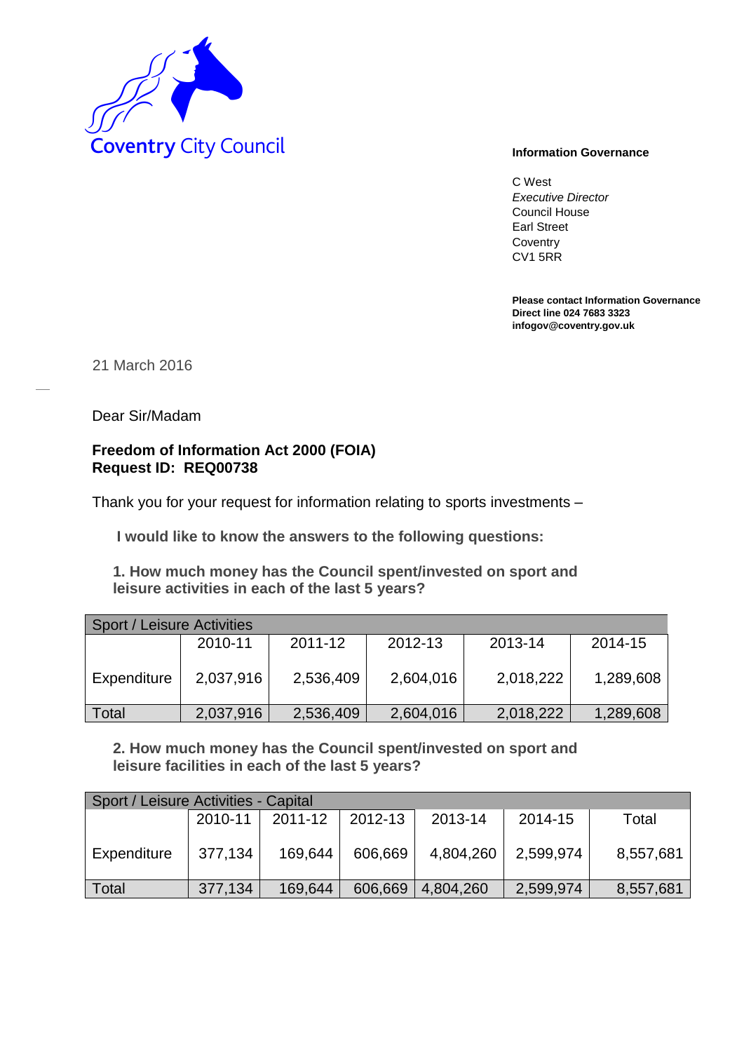Coventry City Council

**Information Governance**

C West
*Executive Director*
Council House
Earl Street
Coventry
CV1 5RR

**Please contact Information Governance**
**Direct line 024 7683 3323**
**infogov@coventry.gov.uk**

21 March 2016

Dear Sir/Madam

**Freedom of Information Act 2000 (FOIA)**
**Request ID: REQ00738**

Thank you for your request for information relating to sports investments –

**I would like to know the answers to the following questions:**

**1. How much money has the Council spent/invested on sport and leisure activities in each of the last 5 years?**

| Sport / Leisure Activities | | | | | |
|---|---|---|---|---|---|
| | 2010-11 | 2011-12 | 2012-13 | 2013-14 | 2014-15 |
| Expenditure | 2,037,916 | 2,536,409 | 2,604,016 | 2,018,222 | 1,289,608 |
| Total | 2,037,916 | 2,536,409 | 2,604,016 | 2,018,222 | 1,289,608 |

**2. How much money has the Council spent/invested on sport and leisure facilities in each of the last 5 years?**

| Sport / Leisure Activities - Capital | | | | | | |
|---|---|---|---|---|---|---|
| | 2010-11 | 2011-12 | 2012-13 | 2013-14 | 2014-15 | Total |
| Expenditure | 377,134 | 169,644 | 606,669 | 4,804,260 | 2,599,974 | 8,557,681 |
| Total | 377,134 | 169,644 | 606,669 | 4,804,260 | 2,599,974 | 8,557,681 |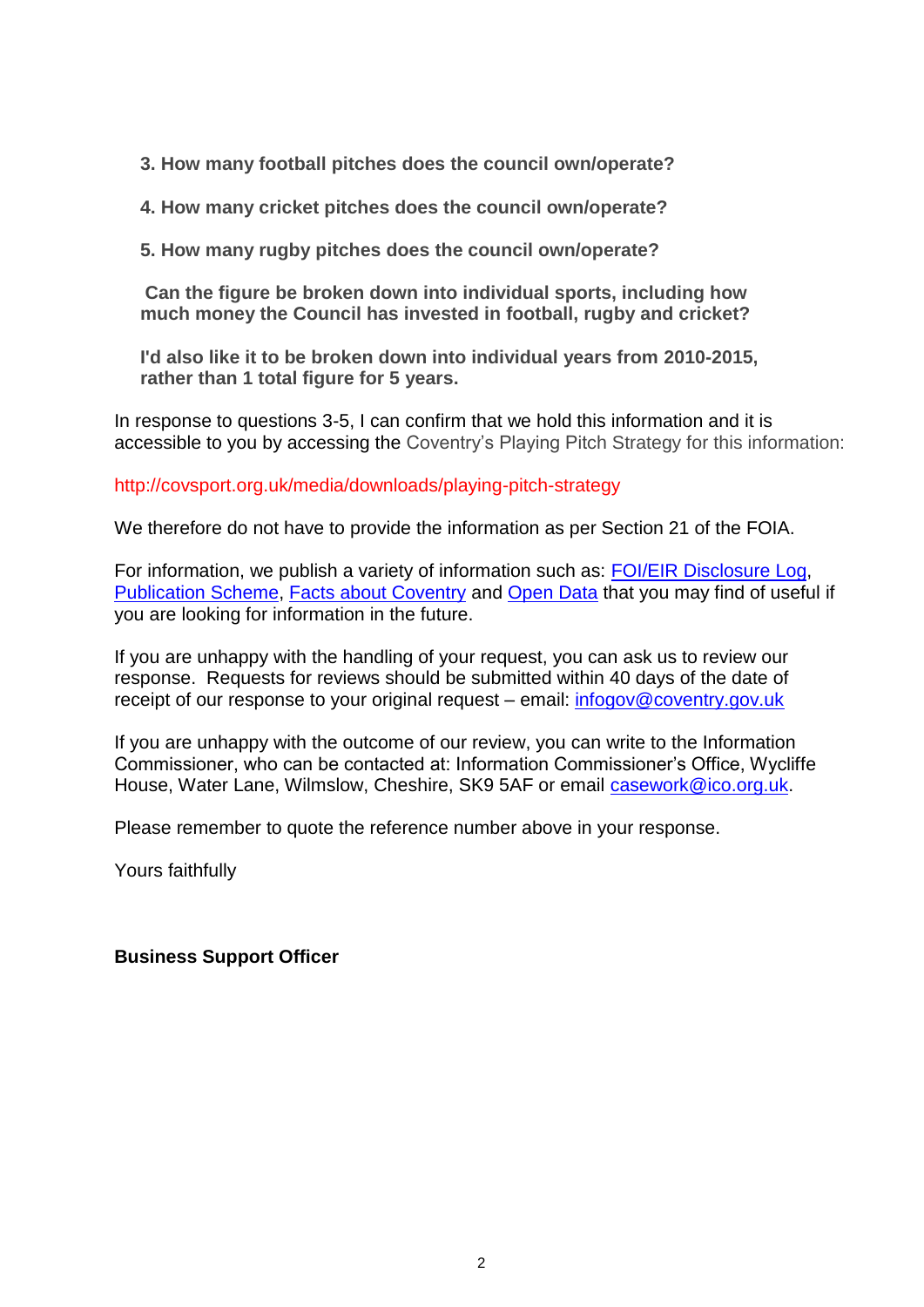**3. How many football pitches does the council own/operate?**

**4. How many cricket pitches does the council own/operate?**

**5. How many rugby pitches does the council own/operate?**

**Can the figure be broken down into individual sports, including how much money the Council has invested in football, rugby and cricket?**

**I'd also like it to be broken down into individual years from 2010-2015, rather than 1 total figure for 5 years.**

In response to questions 3-5, I can confirm that we hold this information and it is accessible to you by accessing the Coventry's Playing Pitch Strategy for this information:

http://covsport.org.uk/media/downloads/playing-pitch-strategy

We therefore do not have to provide the information as per Section 21 of the FOIA.

For information, we publish a variety of information such as: FOI/EIR Disclosure Log, Publication Scheme, Facts about Coventry and Open Data that you may find of useful if you are looking for information in the future.

If you are unhappy with the handling of your request, you can ask us to review our response. Requests for reviews should be submitted within 40 days of the date of receipt of our response to your original request – email: infogov@coventry.gov.uk

If you are unhappy with the outcome of our review, you can write to the Information Commissioner, who can be contacted at: Information Commissioner's Office, Wycliffe House, Water Lane, Wilmslow, Cheshire, SK9 5AF or email casework@ico.org.uk.

Please remember to quote the reference number above in your response.

Yours faithfully

**Business Support Officer**